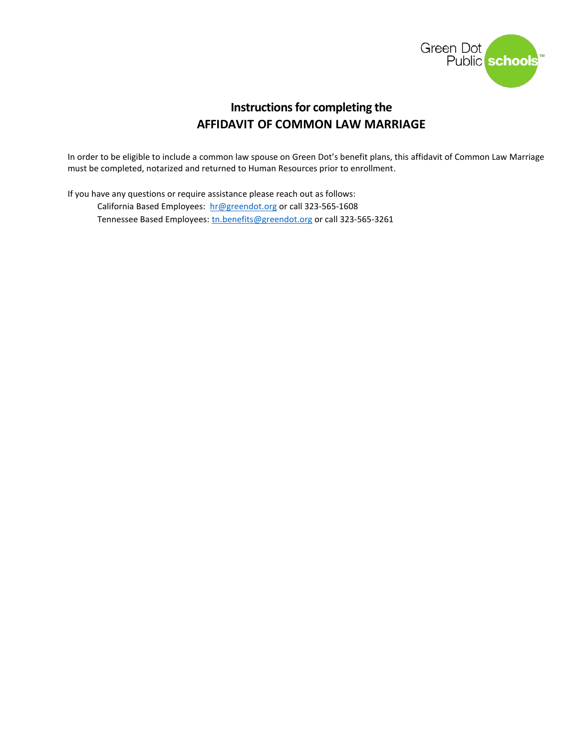# Instructions for completing the AFFIDAVIT OF COMMON LAW MARRIAGE

In order to be eligible to include a common law spouse on Green Dot's benefit plans, this affidavit of Common Law Marriage must be completed, notarized and returned to Human Resources prior to enrollment.

If you have any questions or require assistance please reach out as follows:

California Based Employees: hr@greendot.org or call 323-565-1608

Tennessee Based Employees: tn.benefits@greendot.org or call 323-565-3261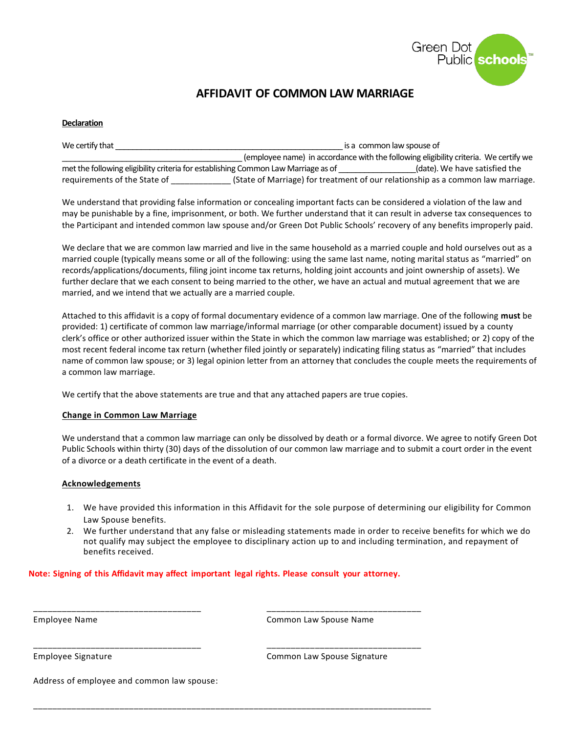# AFFIDAVIT OF COMMON LAW MARRIAGE

**Declaration**

We certify that ____________________________________________________ is a common law spouse of ________________________________________ (employee name) in accordance with the following eligibility criteria. We certify we met the following eligibility criteria for establishing Common Law Marriage as of _________________(date). We have satisfied the requirements of the State of _____________ (State of Marriage) for treatment of our relationship as a common law marriage.

We understand that providing false information or concealing important facts can be considered a violation of the law and may be punishable by a fine, imprisonment, or both. We further understand that it can result in adverse tax consequences to the Participant and intended common law spouse and/or Green Dot Public Schools' recovery of any benefits improperly paid.

We declare that we are common law married and live in the same household as a married couple and hold ourselves out as a married couple (typically means some or all of the following: using the same last name, noting marital status as "married" on records/applications/documents, filing joint income tax returns, holding joint accounts and joint ownership of assets). We further declare that we each consent to being married to the other, we have an actual and mutual agreement that we are married, and we intend that we actually are a married couple.

Attached to this affidavit is a copy of formal documentary evidence of a common law marriage. One of the following **must** be provided: 1) certificate of common law marriage/informal marriage (or other comparable document) issued by a county clerk's office or other authorized issuer within the State in which the common law marriage was established; or 2) copy of the most recent federal income tax return (whether filed jointly or separately) indicating filing status as "married" that includes name of common law spouse; or 3) legal opinion letter from an attorney that concludes the couple meets the requirements of a common law marriage.

We certify that the above statements are true and that any attached papers are true copies.

**Change in Common Law Marriage**

We understand that a common law marriage can only be dissolved by death or a formal divorce. We agree to notify Green Dot Public Schools within thirty (30) days of the dissolution of our common law marriage and to submit a court order in the event of a divorce or a death certificate in the event of a death.

**Acknowledgements**

1. We have provided this information in this Affidavit for the sole purpose of determining our eligibility for Common Law Spouse benefits.
2. We further understand that any false or misleading statements made in order to receive benefits for which we do not qualify may subject the employee to disciplinary action up to and including termination, and repayment of benefits received.

**Note: Signing of this Affidavit may affect important legal rights. Please consult your attorney.**

___________________________________ Employee Name

___________________________________ Common Law Spouse Name

___________________________________ Employee Signature

___________________________________ Common Law Spouse Signature

Address of employee and common law spouse:

_____________________________________________________________________________________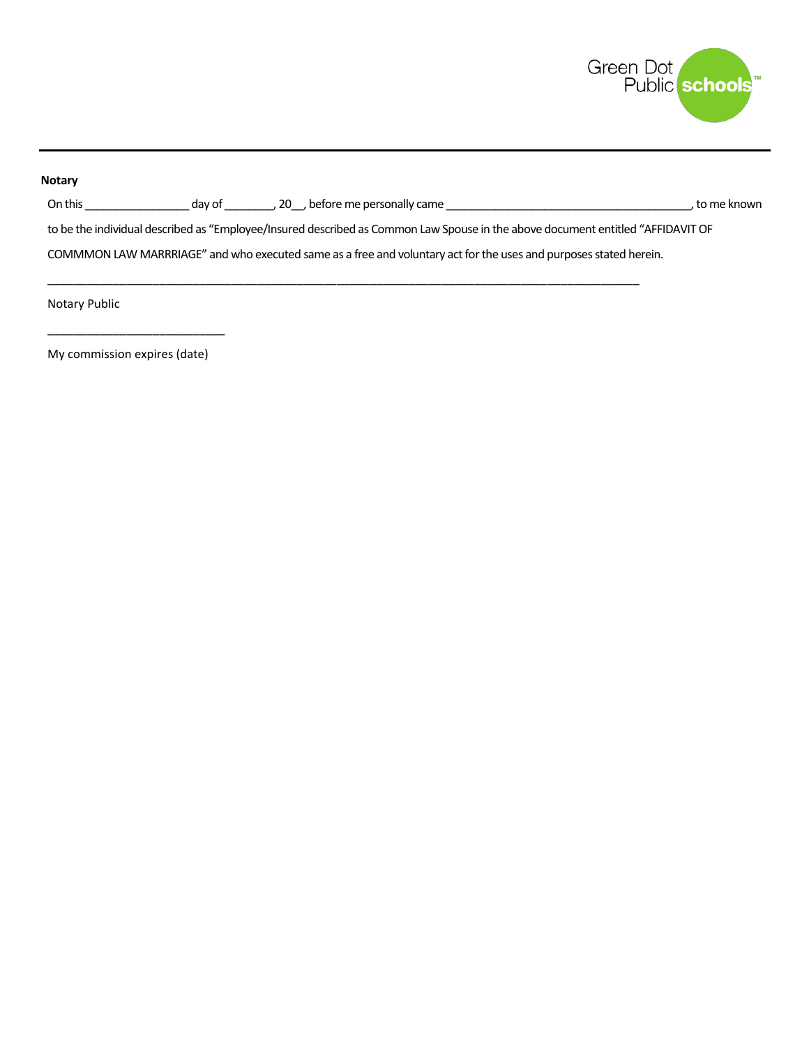**Notary**

On this _________________ day of ________, 20__, before me personally came ________________________________________, to me known to be the individual described as "Employee/Insured described as Common Law Spouse in the above document entitled "AFFIDAVIT OF COMMMON LAW MARRRIAGE" and who executed same as a free and voluntary act for the uses and purposes stated herein.

_____________________________________________________________________________________________________

Notary Public

_____________________________

My commission expires (date)